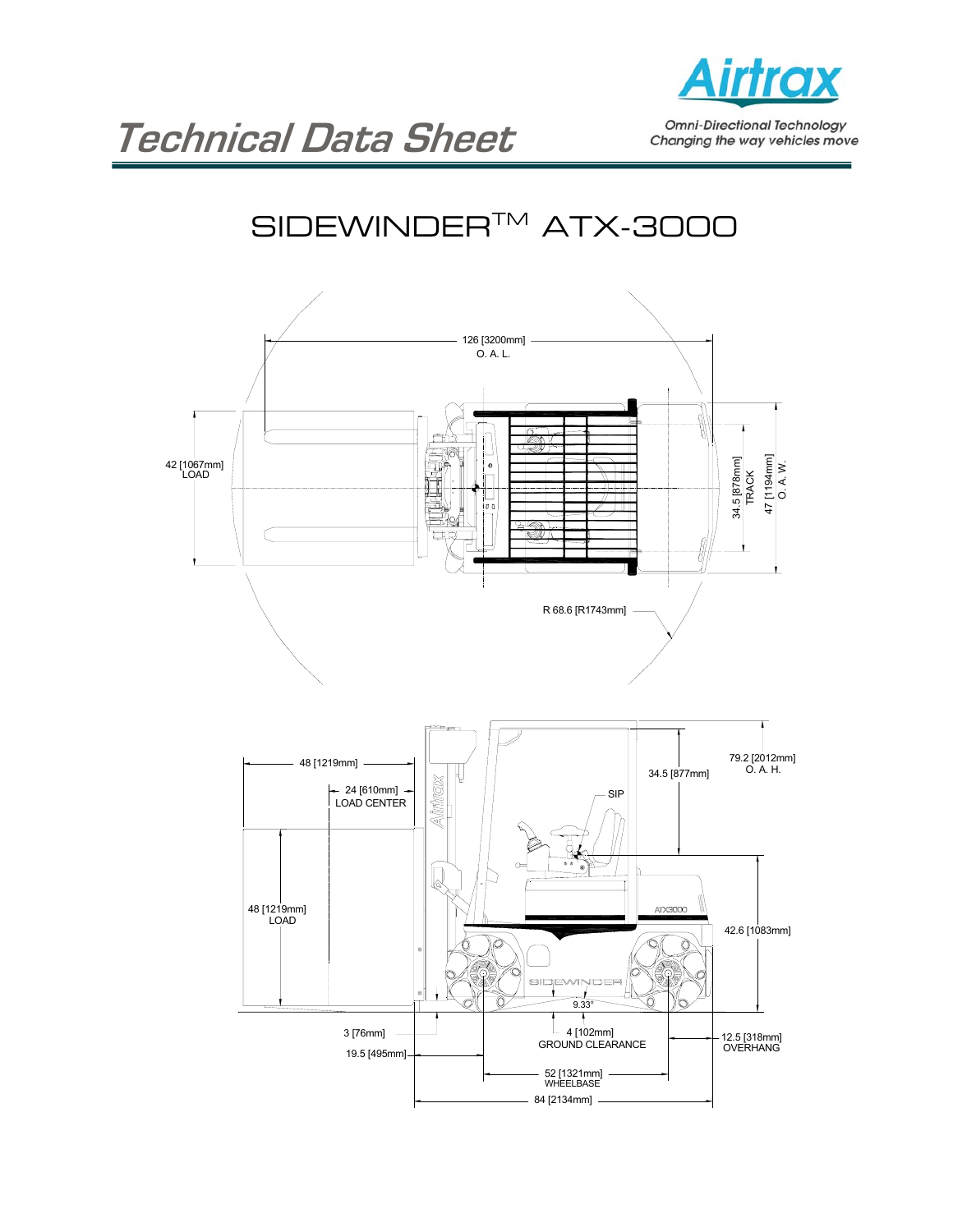# Technical Data Sheet

Airtrax

*Omni-Directional Technology*
*Changing the way vehicles move*

## SIDEWINDER™ ATX-3000

126 [3200mm]
O. A. L.

42 [1067mm]
LOAD

34.5 [878mm]
TRACK

47 [1194mm]
O. A. W.

R 68.6 [R1743mm]

48 [1219mm]

24 [610mm]
LOAD CENTER

34.5 [877mm]

79.2 [2012mm]
O. A. H.

SIP

48 [1219mm]
LOAD

42.6 [1083mm]

9.33°

3 [76mm]

4 [102mm]
GROUND CLEARANCE

12.5 [318mm]
OVERHANG

19.5 [495mm]

52 [1321mm]
WHEELBASE

84 [2134mm]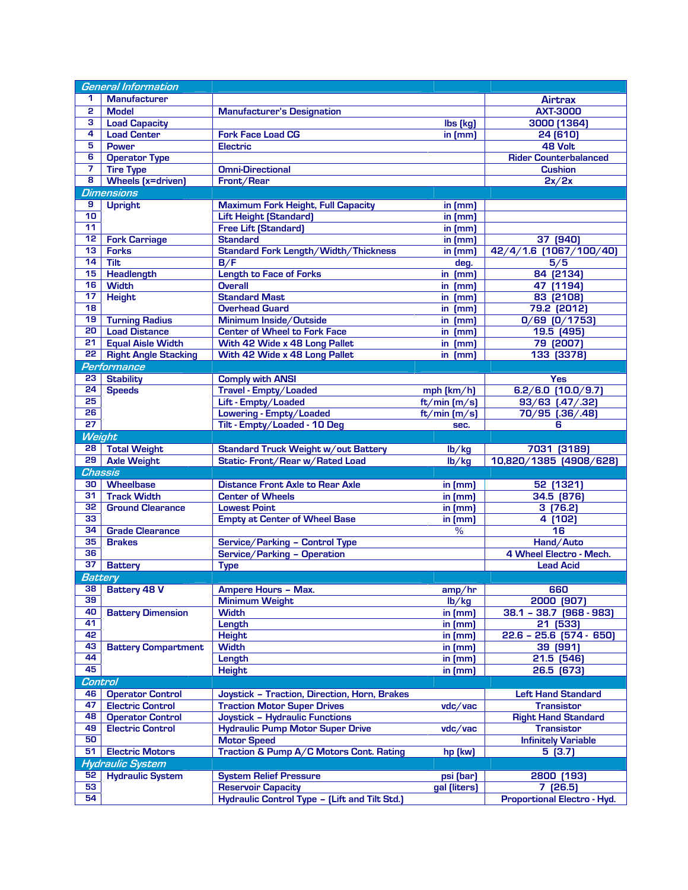| | | | | |
|---|---|---|---|---|
| ***General Information*** | | | | |
| 1 | Manufacturer | | | Airtrax |
| 2 | Model | Manufacturer's Designation | | AXT-3000 |
| 3 | Load Capacity | | lbs (kg) | 3000 (1364) |
| 4 | Load Center | Fork Face Load CG | in (mm) | 24 (610) |
| 5 | Power | Electric | | 48 Volt |
| 6 | Operator Type | | | Rider Counterbalanced |
| 7 | Tire Type | Omni-Directional | | Cushion |
| 8 | Wheels (x=driven) | Front/Rear | | 2x/2x |
| ***Dimensions*** | | | | |
| 9 | Upright | Maximum Fork Height, Full Capacity | in (mm) | |
| 10 | | Lift Height (Standard) | in (mm) | |
| 11 | | Free Lift (Standard) | in (mm) | |
| 12 | Fork Carriage | Standard | in (mm) | 37 (940) |
| 13 | Forks | Standard Fork Length/Width/Thickness | in (mm) | 42/4/1.6 (1067/100/40) |
| 14 | Tilt | B/F | deg. | 5/5 |
| 15 | Headlength | Length to Face of Forks | in (mm) | 84 (2134) |
| 16 | Width | Overall | in (mm) | 47 (1194) |
| 17 | Height | Standard Mast | in (mm) | 83 (2108) |
| 18 | | Overhead Guard | in (mm) | 79.2 (2012) |
| 19 | Turning Radius | Minimum Inside/Outside | in (mm) | 0/69 (0/1753) |
| 20 | Load Distance | Center of Wheel to Fork Face | in (mm) | 19.5 (495) |
| 21 | Equal Aisle Width | With 42 Wide x 48 Long Pallet | in (mm) | 79 (2007) |
| 22 | Right Angle Stacking | With 42 Wide x 48 Long Pallet | in (mm) | 133 (3378) |
| ***Performance*** | | | | |
| 23 | Stability | Comply with ANSI | | Yes |
| 24 | Speeds | Travel - Empty/Loaded | mph (km/h) | 6.2/6.0 (10.0/9.7) |
| 25 | | Lift - Empty/Loaded | ft/min (m/s) | 93/63 (.47/.32) |
| 26 | | Lowering - Empty/Loaded | ft/min (m/s) | 70/95 (.36/.48) |
| 27 | | Tilt - Empty/Loaded - 10 Deg | sec. | 6 |
| ***Weight*** | | | | |
| 28 | Total Weight | Standard Truck Weight w/out Battery | lb/kg | 7031 (3189) |
| 29 | Axle Weight | Static- Front/Rear w/Rated Load | lb/kg | 10,820/1385 (4908/628) |
| ***Chassis*** | | | | |
| 30 | Wheelbase | Distance Front Axle to Rear Axle | in (mm) | 52 (1321) |
| 31 | Track Width | Center of Wheels | in (mm) | 34.5 (876) |
| 32 | Ground Clearance | Lowest Point | in (mm) | 3 (76.2) |
| 33 | | Empty at Center of Wheel Base | in (mm) | 4 (102) |
| 34 | Grade Clearance | | % | 16 |
| 35 | Brakes | Service/Parking – Control Type | | Hand/Auto |
| 36 | | Service/Parking – Operation | | 4 Wheel Electro - Mech. |
| 37 | Battery | Type | | Lead Acid |
| ***Battery*** | | | | |
| 38 | Battery 48 V | Ampere Hours – Max. | amp/hr | 660 |
| 39 | | Minimum Weight | lb/kg | 2000 (907) |
| 40 | Battery Dimension | Width | in (mm) | 38.1 – 38.7 (968 - 983) |
| 41 | | Length | in (mm) | 21 (533) |
| 42 | | Height | in (mm) | 22.6 – 25.6 (574 - 650) |
| 43 | Battery Compartment | Width | in (mm) | 39 (991) |
| 44 | | Length | in (mm) | 21.5 (546) |
| 45 | | Height | in (mm) | 26.5 (673) |
| ***Control*** | | | | |
| 46 | Operator Control | Joystick – Traction, Direction, Horn, Brakes | | Left Hand Standard |
| 47 | Electric Control | Traction Motor Super Drives | vdc/vac | Transistor |
| 48 | Operator Control | Joystick – Hydraulic Functions | | Right Hand Standard |
| 49 | Electric Control | Hydraulic Pump Motor Super Drive | vdc/vac | Transistor |
| 50 | | Motor Speed | | Infinitely Variable |
| 51 | Electric Motors | Traction & Pump A/C Motors Cont. Rating | hp (kw) | 5 (3.7) |
| ***Hydraulic System*** | | | | |
| 52 | Hydraulic System | System Relief Pressure | psi (bar) | 2800 (193) |
| 53 | | Reservoir Capacity | gal (liters) | 7 (26.5) |
| 54 | | Hydraulic Control Type – (Lift and Tilt Std.) | | Proportional Electro - Hyd. |